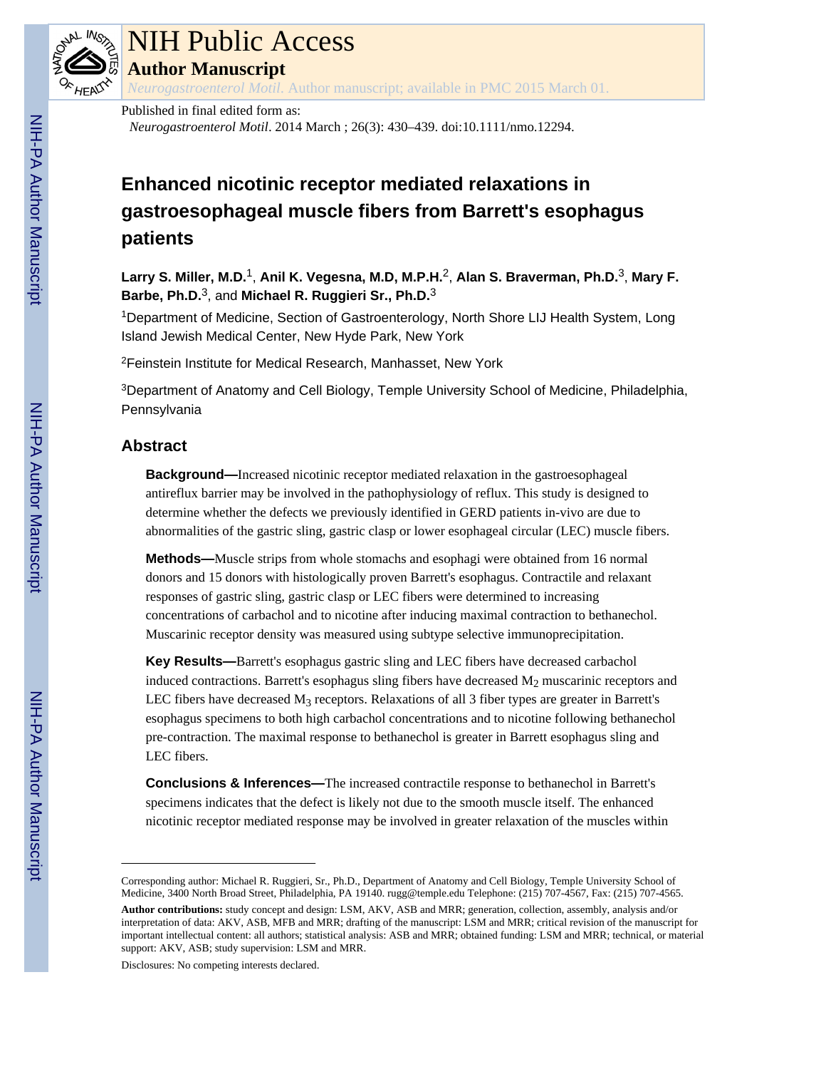Published in final edited form as:

*Neurogastroenterol Motil*. 2014 March ; 26(3): 430–439. doi:10.1111/nmo.12294.

# Enhanced nicotinic receptor mediated relaxations in gastroesophageal muscle fibers from Barrett's esophagus patients

**Larry S. Miller, M.D.**[1], **Anil K. Vegesna, M.D, M.P.H.**[2], **Alan S. Braverman, Ph.D.**[3], **Mary F. Barbe, Ph.D.**[3], and **Michael R. Ruggieri Sr., Ph.D.**[3]

[1]Department of Medicine, Section of Gastroenterology, North Shore LIJ Health System, Long Island Jewish Medical Center, New Hyde Park, New York

[2]Feinstein Institute for Medical Research, Manhasset, New York

[3]Department of Anatomy and Cell Biology, Temple University School of Medicine, Philadelphia, Pennsylvania

## Abstract

**Background—**Increased nicotinic receptor mediated relaxation in the gastroesophageal antireflux barrier may be involved in the pathophysiology of reflux. This study is designed to determine whether the defects we previously identified in GERD patients in-vivo are due to abnormalities of the gastric sling, gastric clasp or lower esophageal circular (LEC) muscle fibers.

**Methods—**Muscle strips from whole stomachs and esophagi were obtained from 16 normal donors and 15 donors with histologically proven Barrett's esophagus. Contractile and relaxant responses of gastric sling, gastric clasp or LEC fibers were determined to increasing concentrations of carbachol and to nicotine after inducing maximal contraction to bethanechol. Muscarinic receptor density was measured using subtype selective immunoprecipitation.

**Key Results—**Barrett's esophagus gastric sling and LEC fibers have decreased carbachol induced contractions. Barrett's esophagus sling fibers have decreased $M_2$ muscarinic receptors and LEC fibers have decreased $M_3$ receptors. Relaxations of all 3 fiber types are greater in Barrett's esophagus specimens to both high carbachol concentrations and to nicotine following bethanechol pre-contraction. The maximal response to bethanechol is greater in Barrett esophagus sling and LEC fibers.

**Conclusions & Inferences—**The increased contractile response to bethanechol in Barrett's specimens indicates that the defect is likely not due to the smooth muscle itself. The enhanced nicotinic receptor mediated response may be involved in greater relaxation of the muscles within

---

Corresponding author: Michael R. Ruggieri, Sr., Ph.D., Department of Anatomy and Cell Biology, Temple University School of Medicine, 3400 North Broad Street, Philadelphia, PA 19140. rugg@temple.edu Telephone: (215) 707-4567, Fax: (215) 707-4565.

**Author contributions:** study concept and design: LSM, AKV, ASB and MRR; generation, collection, assembly, analysis and/or interpretation of data: AKV, ASB, MFB and MRR; drafting of the manuscript: LSM and MRR; critical revision of the manuscript for important intellectual content: all authors; statistical analysis: ASB and MRR; obtained funding: LSM and MRR; technical, or material support: AKV, ASB; study supervision: LSM and MRR.

Disclosures: No competing interests declared.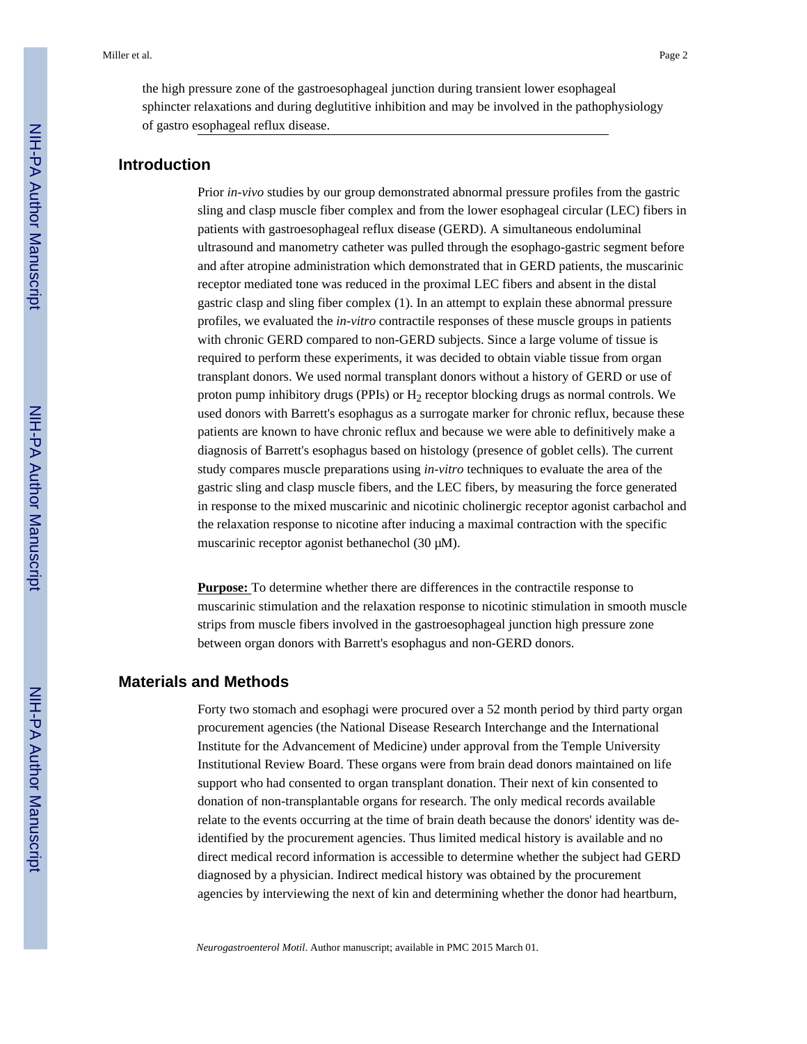the high pressure zone of the gastroesophageal junction during transient lower esophageal sphincter relaxations and during deglutitive inhibition and may be involved in the pathophysiology of gastro esophageal reflux disease.

## Introduction

Prior *in-vivo* studies by our group demonstrated abnormal pressure profiles from the gastric sling and clasp muscle fiber complex and from the lower esophageal circular (LEC) fibers in patients with gastroesophageal reflux disease (GERD). A simultaneous endoluminal ultrasound and manometry catheter was pulled through the esophago-gastric segment before and after atropine administration which demonstrated that in GERD patients, the muscarinic receptor mediated tone was reduced in the proximal LEC fibers and absent in the distal gastric clasp and sling fiber complex (1). In an attempt to explain these abnormal pressure profiles, we evaluated the *in-vitro* contractile responses of these muscle groups in patients with chronic GERD compared to non-GERD subjects. Since a large volume of tissue is required to perform these experiments, it was decided to obtain viable tissue from organ transplant donors. We used normal transplant donors without a history of GERD or use of proton pump inhibitory drugs (PPIs) or $H_2$ receptor blocking drugs as normal controls. We used donors with Barrett's esophagus as a surrogate marker for chronic reflux, because these patients are known to have chronic reflux and because we were able to definitively make a diagnosis of Barrett's esophagus based on histology (presence of goblet cells). The current study compares muscle preparations using *in-vitro* techniques to evaluate the area of the gastric sling and clasp muscle fibers, and the LEC fibers, by measuring the force generated in response to the mixed muscarinic and nicotinic cholinergic receptor agonist carbachol and the relaxation response to nicotine after inducing a maximal contraction with the specific muscarinic receptor agonist bethanechol (30 μM).

**Purpose:** To determine whether there are differences in the contractile response to muscarinic stimulation and the relaxation response to nicotinic stimulation in smooth muscle strips from muscle fibers involved in the gastroesophageal junction high pressure zone between organ donors with Barrett's esophagus and non-GERD donors.

## Materials and Methods

Forty two stomach and esophagi were procured over a 52 month period by third party organ procurement agencies (the National Disease Research Interchange and the International Institute for the Advancement of Medicine) under approval from the Temple University Institutional Review Board. These organs were from brain dead donors maintained on life support who had consented to organ transplant donation. Their next of kin consented to donation of non-transplantable organs for research. The only medical records available relate to the events occurring at the time of brain death because the donors' identity was de-identified by the procurement agencies. Thus limited medical history is available and no direct medical record information is accessible to determine whether the subject had GERD diagnosed by a physician. Indirect medical history was obtained by the procurement agencies by interviewing the next of kin and determining whether the donor had heartburn,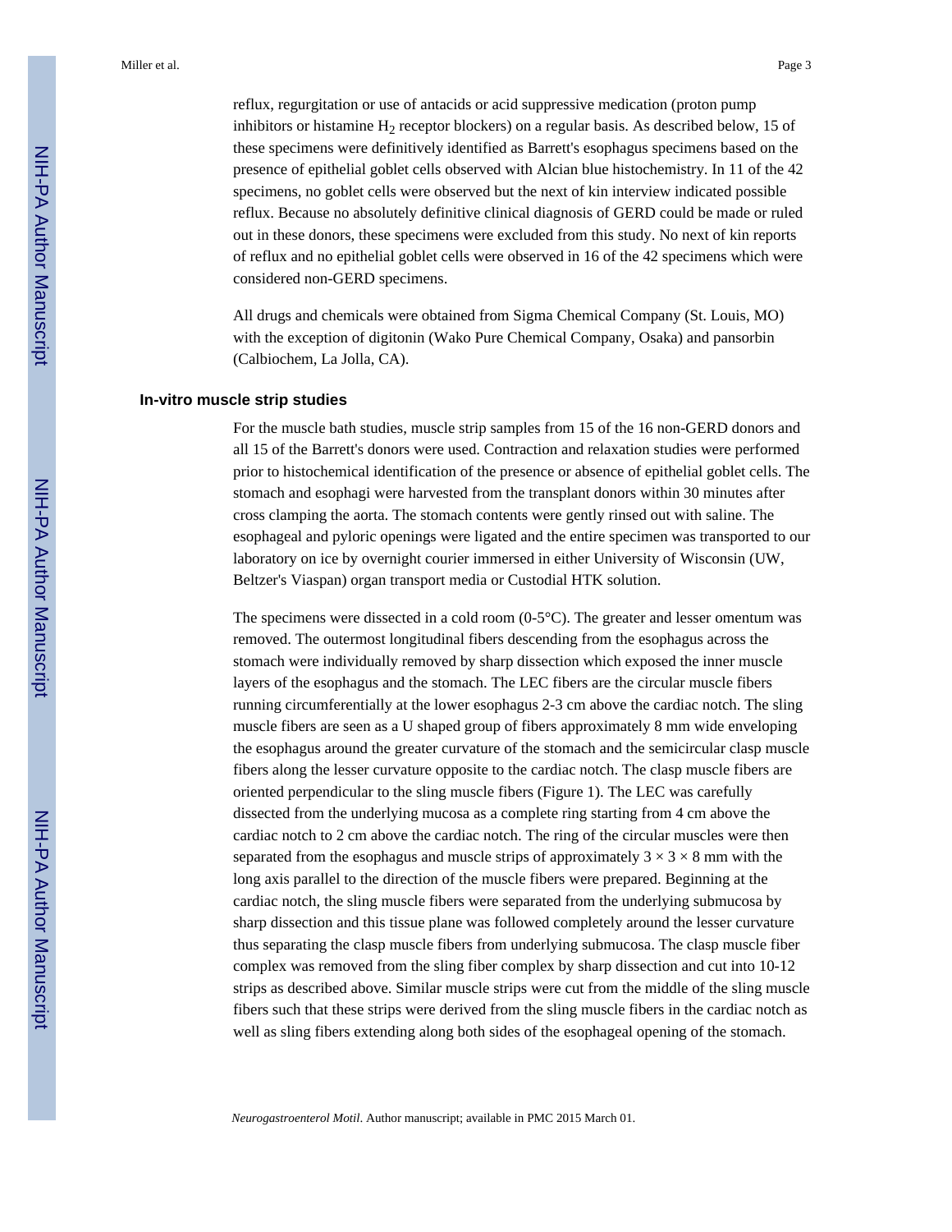reflux, regurgitation or use of antacids or acid suppressive medication (proton pump inhibitors or histamine $H_2$ receptor blockers) on a regular basis. As described below, 15 of these specimens were definitively identified as Barrett's esophagus specimens based on the presence of epithelial goblet cells observed with Alcian blue histochemistry. In 11 of the 42 specimens, no goblet cells were observed but the next of kin interview indicated possible reflux. Because no absolutely definitive clinical diagnosis of GERD could be made or ruled out in these donors, these specimens were excluded from this study. No next of kin reports of reflux and no epithelial goblet cells were observed in 16 of the 42 specimens which were considered non-GERD specimens.

All drugs and chemicals were obtained from Sigma Chemical Company (St. Louis, MO) with the exception of digitonin (Wako Pure Chemical Company, Osaka) and pansorbin (Calbiochem, La Jolla, CA).

### In-vitro muscle strip studies

For the muscle bath studies, muscle strip samples from 15 of the 16 non-GERD donors and all 15 of the Barrett's donors were used. Contraction and relaxation studies were performed prior to histochemical identification of the presence or absence of epithelial goblet cells. The stomach and esophagi were harvested from the transplant donors within 30 minutes after cross clamping the aorta. The stomach contents were gently rinsed out with saline. The esophageal and pyloric openings were ligated and the entire specimen was transported to our laboratory on ice by overnight courier immersed in either University of Wisconsin (UW, Beltzer's Viaspan) organ transport media or Custodial HTK solution.

The specimens were dissected in a cold room (0-5°C). The greater and lesser omentum was removed. The outermost longitudinal fibers descending from the esophagus across the stomach were individually removed by sharp dissection which exposed the inner muscle layers of the esophagus and the stomach. The LEC fibers are the circular muscle fibers running circumferentially at the lower esophagus 2-3 cm above the cardiac notch. The sling muscle fibers are seen as a U shaped group of fibers approximately 8 mm wide enveloping the esophagus around the greater curvature of the stomach and the semicircular clasp muscle fibers along the lesser curvature opposite to the cardiac notch. The clasp muscle fibers are oriented perpendicular to the sling muscle fibers (Figure 1). The LEC was carefully dissected from the underlying mucosa as a complete ring starting from 4 cm above the cardiac notch to 2 cm above the cardiac notch. The ring of the circular muscles were then separated from the esophagus and muscle strips of approximately $3 \times 3 \times 8$ mm with the long axis parallel to the direction of the muscle fibers were prepared. Beginning at the cardiac notch, the sling muscle fibers were separated from the underlying submucosa by sharp dissection and this tissue plane was followed completely around the lesser curvature thus separating the clasp muscle fibers from underlying submucosa. The clasp muscle fiber complex was removed from the sling fiber complex by sharp dissection and cut into 10-12 strips as described above. Similar muscle strips were cut from the middle of the sling muscle fibers such that these strips were derived from the sling muscle fibers in the cardiac notch as well as sling fibers extending along both sides of the esophageal opening of the stomach.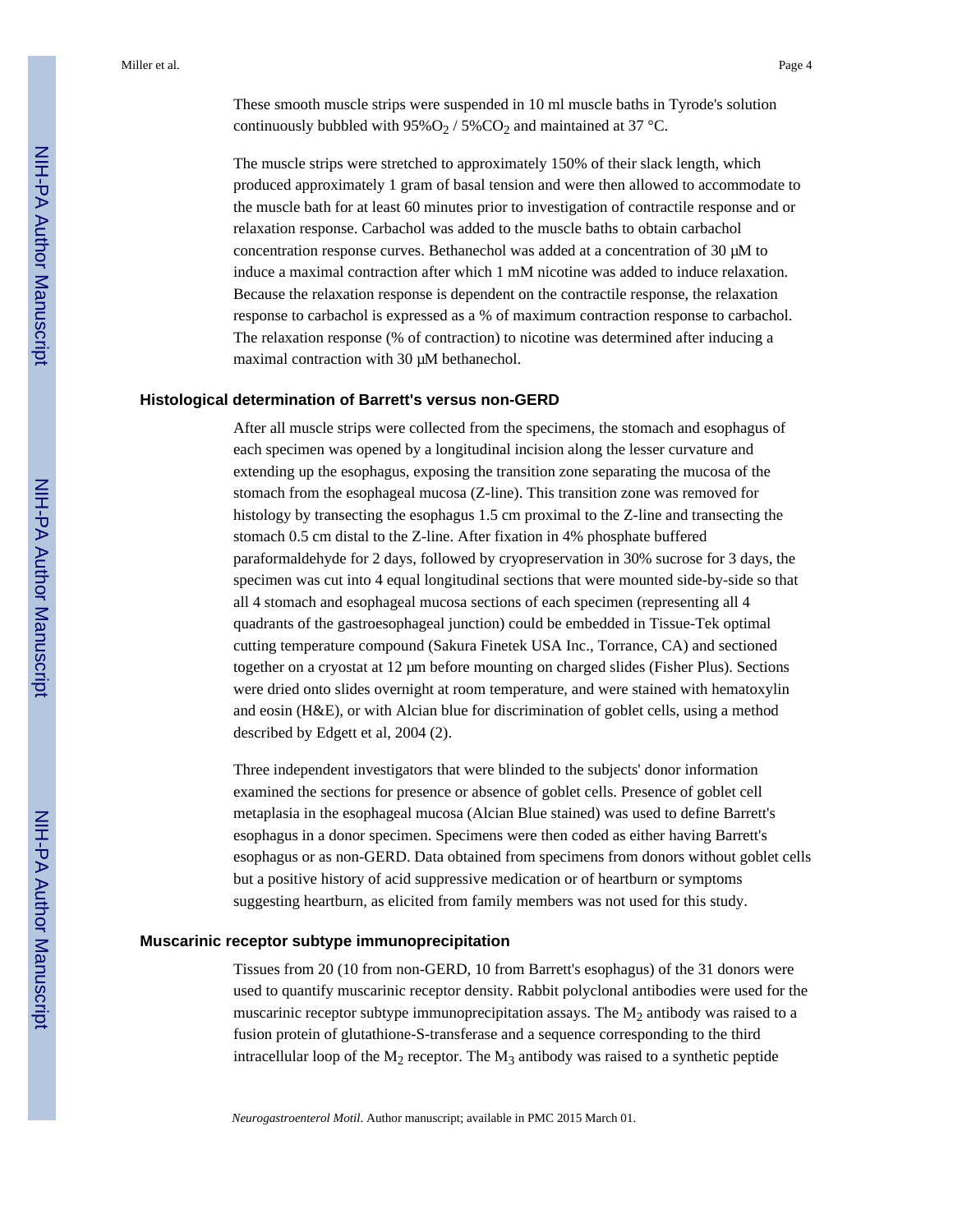These smooth muscle strips were suspended in 10 ml muscle baths in Tyrode's solution continuously bubbled with 95%$O_2$ / 5%$CO_2$ and maintained at 37 °C.

The muscle strips were stretched to approximately 150% of their slack length, which produced approximately 1 gram of basal tension and were then allowed to accommodate to the muscle bath for at least 60 minutes prior to investigation of contractile response and or relaxation response. Carbachol was added to the muscle baths to obtain carbachol concentration response curves. Bethanechol was added at a concentration of 30 μM to induce a maximal contraction after which 1 mM nicotine was added to induce relaxation. Because the relaxation response is dependent on the contractile response, the relaxation response to carbachol is expressed as a % of maximum contraction response to carbachol. The relaxation response (% of contraction) to nicotine was determined after inducing a maximal contraction with 30 μM bethanechol.

### Histological determination of Barrett's versus non-GERD

After all muscle strips were collected from the specimens, the stomach and esophagus of each specimen was opened by a longitudinal incision along the lesser curvature and extending up the esophagus, exposing the transition zone separating the mucosa of the stomach from the esophageal mucosa (Z-line). This transition zone was removed for histology by transecting the esophagus 1.5 cm proximal to the Z-line and transecting the stomach 0.5 cm distal to the Z-line. After fixation in 4% phosphate buffered paraformaldehyde for 2 days, followed by cryopreservation in 30% sucrose for 3 days, the specimen was cut into 4 equal longitudinal sections that were mounted side-by-side so that all 4 stomach and esophageal mucosa sections of each specimen (representing all 4 quadrants of the gastroesophageal junction) could be embedded in Tissue-Tek optimal cutting temperature compound (Sakura Finetek USA Inc., Torrance, CA) and sectioned together on a cryostat at 12 μm before mounting on charged slides (Fisher Plus). Sections were dried onto slides overnight at room temperature, and were stained with hematoxylin and eosin (H&E), or with Alcian blue for discrimination of goblet cells, using a method described by Edgett et al, 2004 (2).

Three independent investigators that were blinded to the subjects' donor information examined the sections for presence or absence of goblet cells. Presence of goblet cell metaplasia in the esophageal mucosa (Alcian Blue stained) was used to define Barrett's esophagus in a donor specimen. Specimens were then coded as either having Barrett's esophagus or as non-GERD. Data obtained from specimens from donors without goblet cells but a positive history of acid suppressive medication or of heartburn or symptoms suggesting heartburn, as elicited from family members was not used for this study.

### Muscarinic receptor subtype immunoprecipitation

Tissues from 20 (10 from non-GERD, 10 from Barrett's esophagus) of the 31 donors were used to quantify muscarinic receptor density. Rabbit polyclonal antibodies were used for the muscarinic receptor subtype immunoprecipitation assays. The $M_2$ antibody was raised to a fusion protein of glutathione-S-transferase and a sequence corresponding to the third intracellular loop of the $M_2$ receptor. The $M_3$ antibody was raised to a synthetic peptide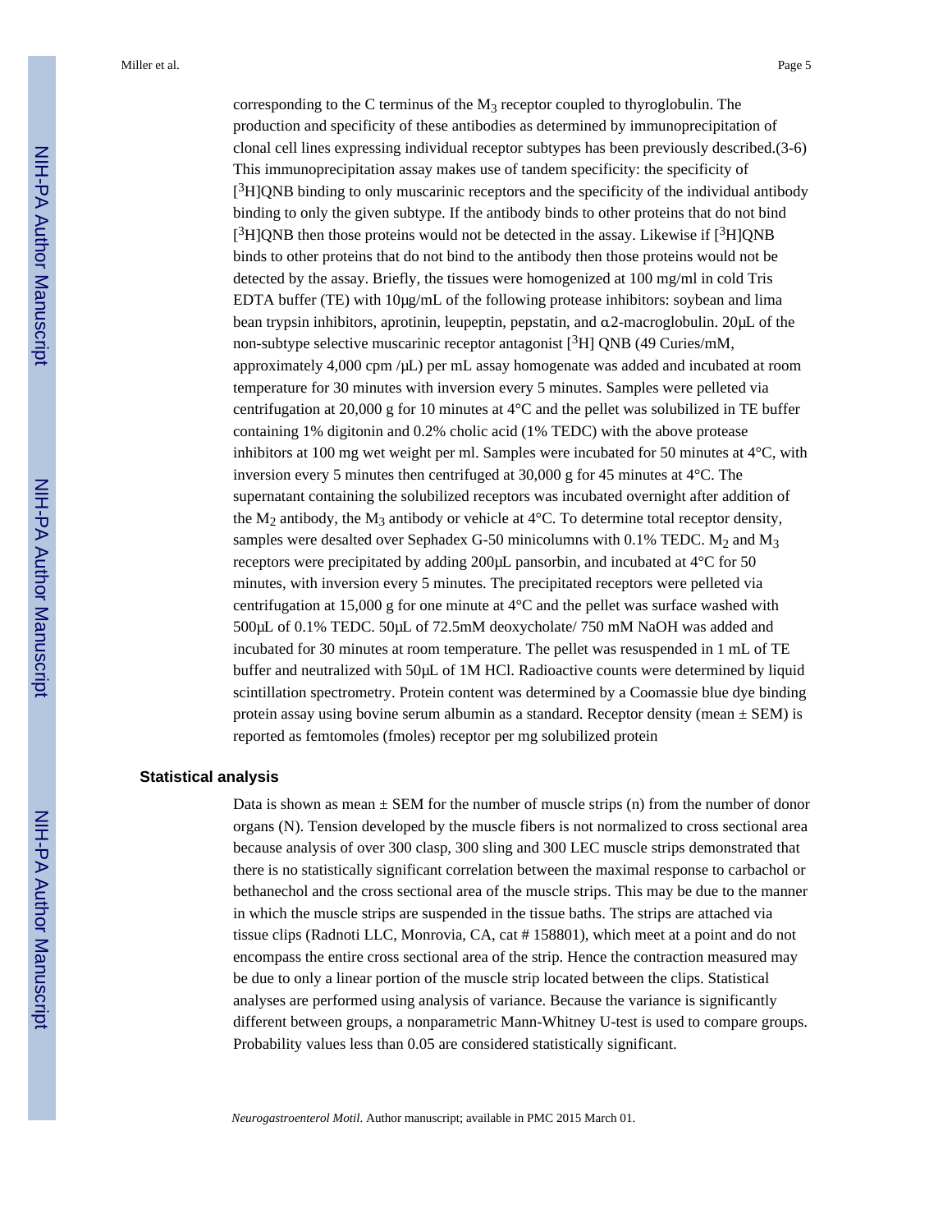corresponding to the C terminus of the $M_3$ receptor coupled to thyroglobulin. The production and specificity of these antibodies as determined by immunoprecipitation of clonal cell lines expressing individual receptor subtypes has been previously described.(3-6) This immunoprecipitation assay makes use of tandem specificity: the specificity of [$^3$H]QNB binding to only muscarinic receptors and the specificity of the individual antibody binding to only the given subtype. If the antibody binds to other proteins that do not bind [$^3$H]QNB then those proteins would not be detected in the assay. Likewise if [$^3$H]QNB binds to other proteins that do not bind to the antibody then those proteins would not be detected by the assay. Briefly, the tissues were homogenized at 100 mg/ml in cold Tris EDTA buffer (TE) with 10μg/mL of the following protease inhibitors: soybean and lima bean trypsin inhibitors, aprotinin, leupeptin, pepstatin, and α2-macroglobulin. 20μL of the non-subtype selective muscarinic receptor antagonist [$^3$H] QNB (49 Curies/mM, approximately 4,000 cpm /μL) per mL assay homogenate was added and incubated at room temperature for 30 minutes with inversion every 5 minutes. Samples were pelleted via centrifugation at 20,000 g for 10 minutes at 4°C and the pellet was solubilized in TE buffer containing 1% digitonin and 0.2% cholic acid (1% TEDC) with the above protease inhibitors at 100 mg wet weight per ml. Samples were incubated for 50 minutes at 4°C, with inversion every 5 minutes then centrifuged at 30,000 g for 45 minutes at 4°C. The supernatant containing the solubilized receptors was incubated overnight after addition of the $M_2$ antibody, the $M_3$ antibody or vehicle at 4°C. To determine total receptor density, samples were desalted over Sephadex G-50 minicolumns with 0.1% TEDC. $M_2$ and $M_3$ receptors were precipitated by adding 200μL pansorbin, and incubated at 4°C for 50 minutes, with inversion every 5 minutes. The precipitated receptors were pelleted via centrifugation at 15,000 g for one minute at 4°C and the pellet was surface washed with 500μL of 0.1% TEDC. 50μL of 72.5mM deoxycholate/ 750 mM NaOH was added and incubated for 30 minutes at room temperature. The pellet was resuspended in 1 mL of TE buffer and neutralized with 50μL of 1M HCl. Radioactive counts were determined by liquid scintillation spectrometry. Protein content was determined by a Coomassie blue dye binding protein assay using bovine serum albumin as a standard. Receptor density (mean ± SEM) is reported as femtomoles (fmoles) receptor per mg solubilized protein

### Statistical analysis

Data is shown as mean ± SEM for the number of muscle strips (n) from the number of donor organs (N). Tension developed by the muscle fibers is not normalized to cross sectional area because analysis of over 300 clasp, 300 sling and 300 LEC muscle strips demonstrated that there is no statistically significant correlation between the maximal response to carbachol or bethanechol and the cross sectional area of the muscle strips. This may be due to the manner in which the muscle strips are suspended in the tissue baths. The strips are attached via tissue clips (Radnoti LLC, Monrovia, CA, cat # 158801), which meet at a point and do not encompass the entire cross sectional area of the strip. Hence the contraction measured may be due to only a linear portion of the muscle strip located between the clips. Statistical analyses are performed using analysis of variance. Because the variance is significantly different between groups, a nonparametric Mann-Whitney U-test is used to compare groups. Probability values less than 0.05 are considered statistically significant.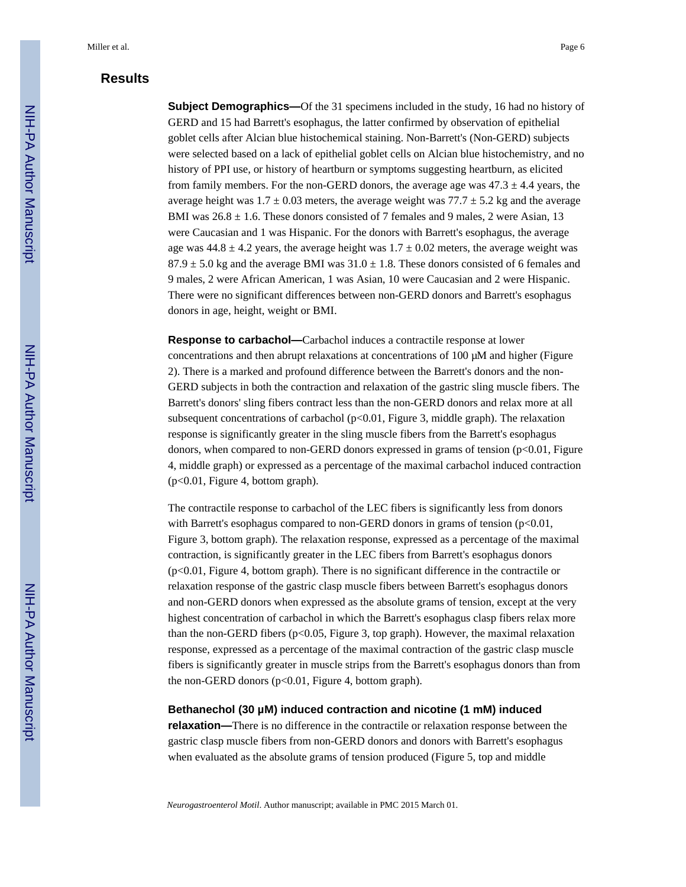## Results

**Subject Demographics—**Of the 31 specimens included in the study, 16 had no history of GERD and 15 had Barrett's esophagus, the latter confirmed by observation of epithelial goblet cells after Alcian blue histochemical staining. Non-Barrett's (Non-GERD) subjects were selected based on a lack of epithelial goblet cells on Alcian blue histochemistry, and no history of PPI use, or history of heartburn or symptoms suggesting heartburn, as elicited from family members. For the non-GERD donors, the average age was $47.3 \pm 4.4$ years, the average height was $1.7 \pm 0.03$ meters, the average weight was $77.7 \pm 5.2$ kg and the average BMI was $26.8 \pm 1.6$. These donors consisted of 7 females and 9 males, 2 were Asian, 13 were Caucasian and 1 was Hispanic. For the donors with Barrett's esophagus, the average age was $44.8 \pm 4.2$ years, the average height was $1.7 \pm 0.02$ meters, the average weight was $87.9 \pm 5.0$ kg and the average BMI was $31.0 \pm 1.8$. These donors consisted of 6 females and 9 males, 2 were African American, 1 was Asian, 10 were Caucasian and 2 were Hispanic. There were no significant differences between non-GERD donors and Barrett's esophagus donors in age, height, weight or BMI.

**Response to carbachol—**Carbachol induces a contractile response at lower concentrations and then abrupt relaxations at concentrations of 100 μM and higher (Figure 2). There is a marked and profound difference between the Barrett's donors and the non-GERD subjects in both the contraction and relaxation of the gastric sling muscle fibers. The Barrett's donors' sling fibers contract less than the non-GERD donors and relax more at all subsequent concentrations of carbachol ($p<0.01$, Figure 3, middle graph). The relaxation response is significantly greater in the sling muscle fibers from the Barrett's esophagus donors, when compared to non-GERD donors expressed in grams of tension ($p<0.01$, Figure 4, middle graph) or expressed as a percentage of the maximal carbachol induced contraction ($p<0.01$, Figure 4, bottom graph).

The contractile response to carbachol of the LEC fibers is significantly less from donors with Barrett's esophagus compared to non-GERD donors in grams of tension ($p<0.01$, Figure 3, bottom graph). The relaxation response, expressed as a percentage of the maximal contraction, is significantly greater in the LEC fibers from Barrett's esophagus donors ($p<0.01$, Figure 4, bottom graph). There is no significant difference in the contractile or relaxation response of the gastric clasp muscle fibers between Barrett's esophagus donors and non-GERD donors when expressed as the absolute grams of tension, except at the very highest concentration of carbachol in which the Barrett's esophagus clasp fibers relax more than the non-GERD fibers ($p<0.05$, Figure 3, top graph). However, the maximal relaxation response, expressed as a percentage of the maximal contraction of the gastric clasp muscle fibers is significantly greater in muscle strips from the Barrett's esophagus donors than from the non-GERD donors ($p<0.01$, Figure 4, bottom graph).

**Bethanechol (30 μM) induced contraction and nicotine (1 mM) induced relaxation—**There is no difference in the contractile or relaxation response between the gastric clasp muscle fibers from non-GERD donors and donors with Barrett's esophagus when evaluated as the absolute grams of tension produced (Figure 5, top and middle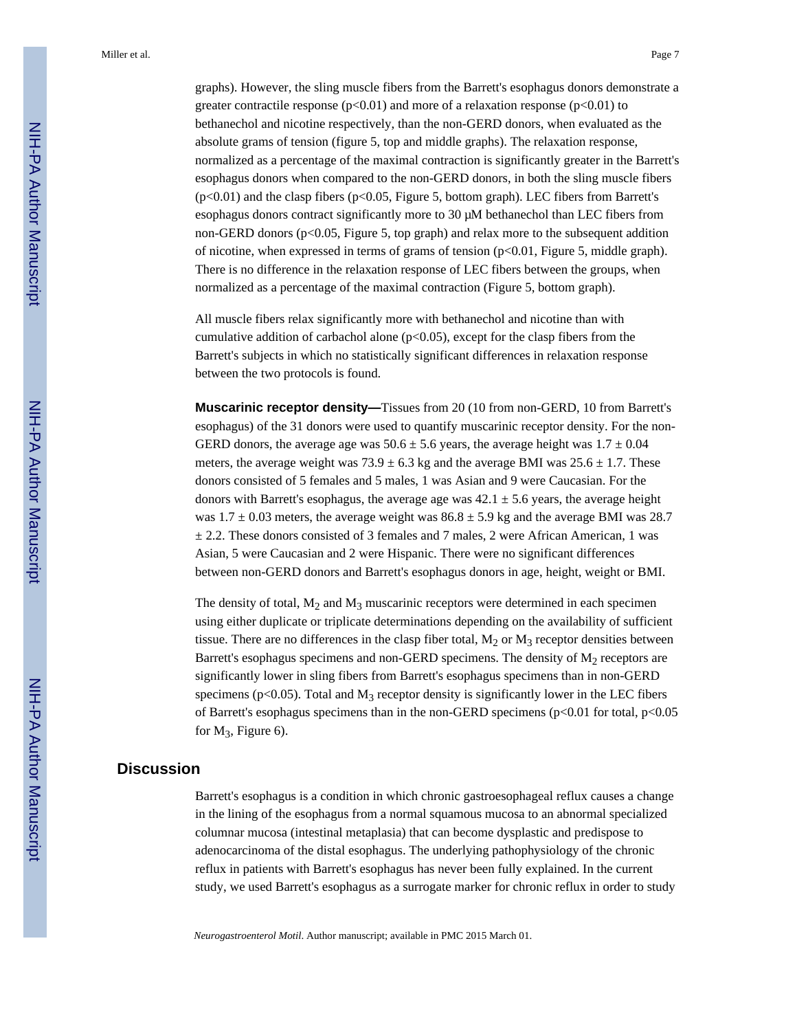graphs). However, the sling muscle fibers from the Barrett's esophagus donors demonstrate a greater contractile response ($p<0.01$) and more of a relaxation response ($p<0.01$) to bethanechol and nicotine respectively, than the non-GERD donors, when evaluated as the absolute grams of tension (figure 5, top and middle graphs). The relaxation response, normalized as a percentage of the maximal contraction is significantly greater in the Barrett's esophagus donors when compared to the non-GERD donors, in both the sling muscle fibers ($p<0.01$) and the clasp fibers ($p<0.05$, Figure 5, bottom graph). LEC fibers from Barrett's esophagus donors contract significantly more to 30 μM bethanechol than LEC fibers from non-GERD donors ($p<0.05$, Figure 5, top graph) and relax more to the subsequent addition of nicotine, when expressed in terms of grams of tension ($p<0.01$, Figure 5, middle graph). There is no difference in the relaxation response of LEC fibers between the groups, when normalized as a percentage of the maximal contraction (Figure 5, bottom graph).

All muscle fibers relax significantly more with bethanechol and nicotine than with cumulative addition of carbachol alone ($p<0.05$), except for the clasp fibers from the Barrett's subjects in which no statistically significant differences in relaxation response between the two protocols is found.

**Muscarinic receptor density—**Tissues from 20 (10 from non-GERD, 10 from Barrett's esophagus) of the 31 donors were used to quantify muscarinic receptor density. For the non-GERD donors, the average age was $50.6 \pm 5.6$ years, the average height was $1.7 \pm 0.04$ meters, the average weight was $73.9 \pm 6.3$ kg and the average BMI was $25.6 \pm 1.7$. These donors consisted of 5 females and 5 males, 1 was Asian and 9 were Caucasian. For the donors with Barrett's esophagus, the average age was $42.1 \pm 5.6$ years, the average height was $1.7 \pm 0.03$ meters, the average weight was $86.8 \pm 5.9$ kg and the average BMI was $28.7 \pm 2.2$. These donors consisted of 3 females and 7 males, 2 were African American, 1 was Asian, 5 were Caucasian and 2 were Hispanic. There were no significant differences between non-GERD donors and Barrett's esophagus donors in age, height, weight or BMI.

The density of total, $M_2$ and $M_3$ muscarinic receptors were determined in each specimen using either duplicate or triplicate determinations depending on the availability of sufficient tissue. There are no differences in the clasp fiber total, $M_2$ or $M_3$ receptor densities between Barrett's esophagus specimens and non-GERD specimens. The density of $M_2$ receptors are significantly lower in sling fibers from Barrett's esophagus specimens than in non-GERD specimens ($p<0.05$). Total and $M_3$ receptor density is significantly lower in the LEC fibers of Barrett's esophagus specimens than in the non-GERD specimens ($p<0.01$ for total, $p<0.05$ for $M_3$, Figure 6).

## Discussion

Barrett's esophagus is a condition in which chronic gastroesophageal reflux causes a change in the lining of the esophagus from a normal squamous mucosa to an abnormal specialized columnar mucosa (intestinal metaplasia) that can become dysplastic and predispose to adenocarcinoma of the distal esophagus. The underlying pathophysiology of the chronic reflux in patients with Barrett's esophagus has never been fully explained. In the current study, we used Barrett's esophagus as a surrogate marker for chronic reflux in order to study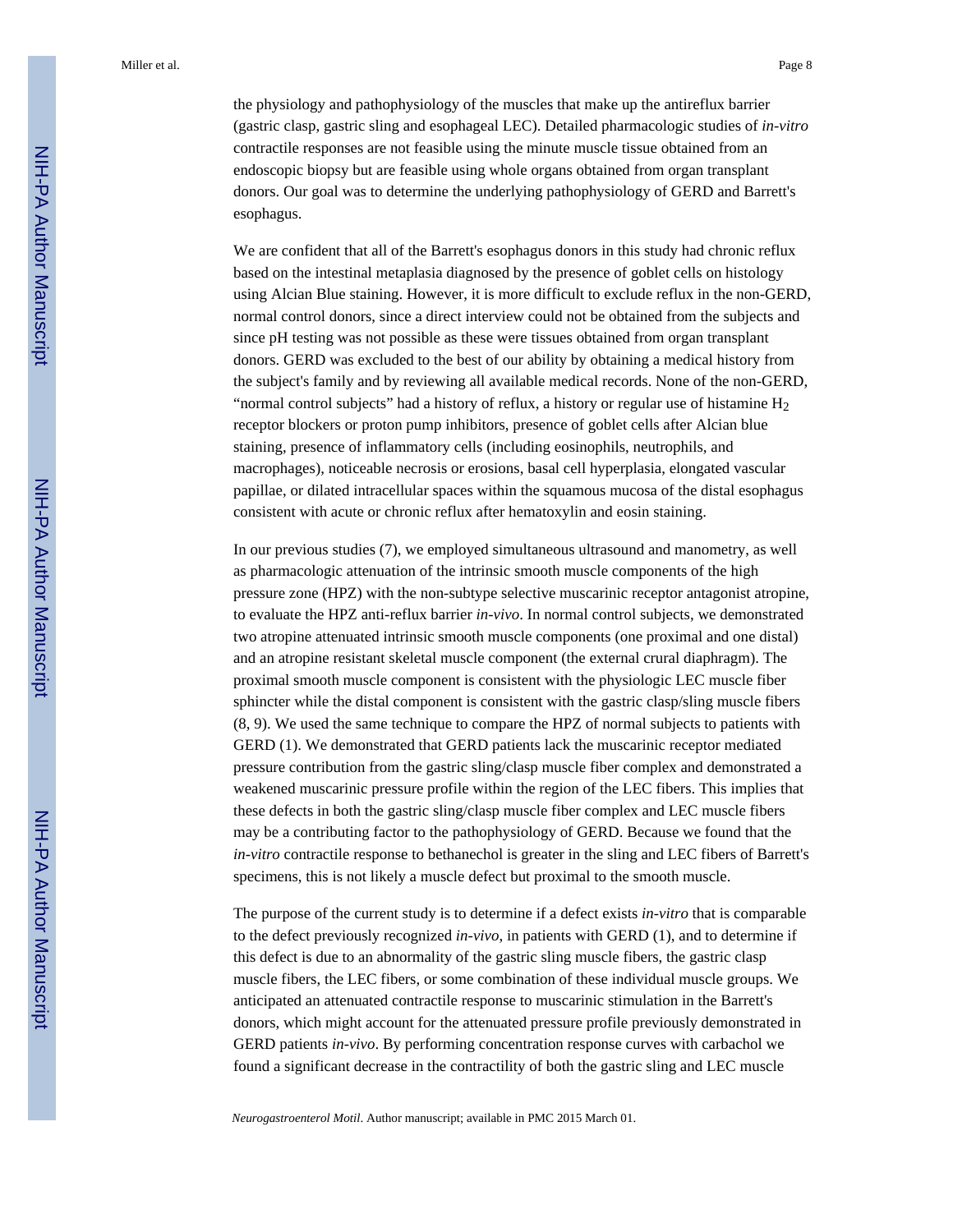the physiology and pathophysiology of the muscles that make up the antireflux barrier (gastric clasp, gastric sling and esophageal LEC). Detailed pharmacologic studies of *in-vitro* contractile responses are not feasible using the minute muscle tissue obtained from an endoscopic biopsy but are feasible using whole organs obtained from organ transplant donors. Our goal was to determine the underlying pathophysiology of GERD and Barrett's esophagus.

We are confident that all of the Barrett's esophagus donors in this study had chronic reflux based on the intestinal metaplasia diagnosed by the presence of goblet cells on histology using Alcian Blue staining. However, it is more difficult to exclude reflux in the non-GERD, normal control donors, since a direct interview could not be obtained from the subjects and since pH testing was not possible as these were tissues obtained from organ transplant donors. GERD was excluded to the best of our ability by obtaining a medical history from the subject's family and by reviewing all available medical records. None of the non-GERD, "normal control subjects" had a history of reflux, a history or regular use of histamine $H_2$ receptor blockers or proton pump inhibitors, presence of goblet cells after Alcian blue staining, presence of inflammatory cells (including eosinophils, neutrophils, and macrophages), noticeable necrosis or erosions, basal cell hyperplasia, elongated vascular papillae, or dilated intracellular spaces within the squamous mucosa of the distal esophagus consistent with acute or chronic reflux after hematoxylin and eosin staining.

In our previous studies (7), we employed simultaneous ultrasound and manometry, as well as pharmacologic attenuation of the intrinsic smooth muscle components of the high pressure zone (HPZ) with the non-subtype selective muscarinic receptor antagonist atropine, to evaluate the HPZ anti-reflux barrier *in-vivo*. In normal control subjects, we demonstrated two atropine attenuated intrinsic smooth muscle components (one proximal and one distal) and an atropine resistant skeletal muscle component (the external crural diaphragm). The proximal smooth muscle component is consistent with the physiologic LEC muscle fiber sphincter while the distal component is consistent with the gastric clasp/sling muscle fibers (8, 9). We used the same technique to compare the HPZ of normal subjects to patients with GERD (1). We demonstrated that GERD patients lack the muscarinic receptor mediated pressure contribution from the gastric sling/clasp muscle fiber complex and demonstrated a weakened muscarinic pressure profile within the region of the LEC fibers. This implies that these defects in both the gastric sling/clasp muscle fiber complex and LEC muscle fibers may be a contributing factor to the pathophysiology of GERD. Because we found that the *in-vitro* contractile response to bethanechol is greater in the sling and LEC fibers of Barrett's specimens, this is not likely a muscle defect but proximal to the smooth muscle.

The purpose of the current study is to determine if a defect exists *in-vitro* that is comparable to the defect previously recognized *in-vivo*, in patients with GERD (1), and to determine if this defect is due to an abnormality of the gastric sling muscle fibers, the gastric clasp muscle fibers, the LEC fibers, or some combination of these individual muscle groups. We anticipated an attenuated contractile response to muscarinic stimulation in the Barrett's donors, which might account for the attenuated pressure profile previously demonstrated in GERD patients *in-vivo*. By performing concentration response curves with carbachol we found a significant decrease in the contractility of both the gastric sling and LEC muscle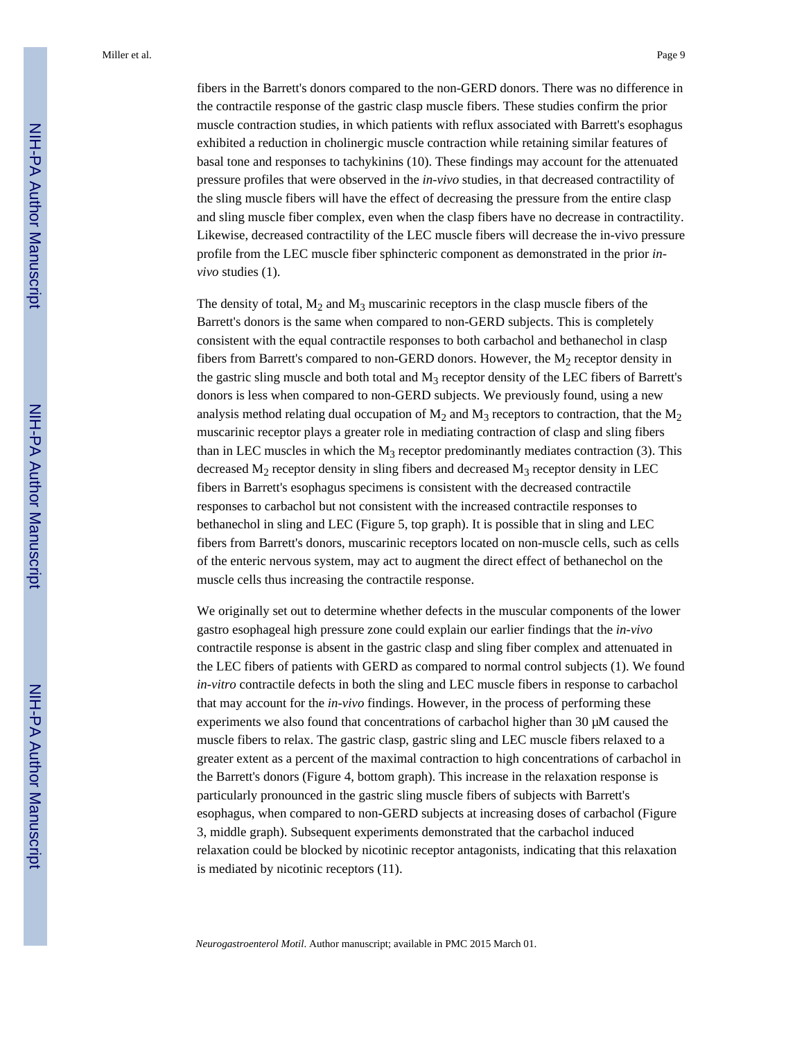fibers in the Barrett's donors compared to the non-GERD donors. There was no difference in the contractile response of the gastric clasp muscle fibers. These studies confirm the prior muscle contraction studies, in which patients with reflux associated with Barrett's esophagus exhibited a reduction in cholinergic muscle contraction while retaining similar features of basal tone and responses to tachykinins (10). These findings may account for the attenuated pressure profiles that were observed in the *in-vivo* studies, in that decreased contractility of the sling muscle fibers will have the effect of decreasing the pressure from the entire clasp and sling muscle fiber complex, even when the clasp fibers have no decrease in contractility. Likewise, decreased contractility of the LEC muscle fibers will decrease the in-vivo pressure profile from the LEC muscle fiber sphincteric component as demonstrated in the prior *in-vivo* studies (1).

The density of total, $M_2$ and $M_3$ muscarinic receptors in the clasp muscle fibers of the Barrett's donors is the same when compared to non-GERD subjects. This is completely consistent with the equal contractile responses to both carbachol and bethanechol in clasp fibers from Barrett's compared to non-GERD donors. However, the $M_2$ receptor density in the gastric sling muscle and both total and $M_3$ receptor density of the LEC fibers of Barrett's donors is less when compared to non-GERD subjects. We previously found, using a new analysis method relating dual occupation of $M_2$ and $M_3$ receptors to contraction, that the $M_2$ muscarinic receptor plays a greater role in mediating contraction of clasp and sling fibers than in LEC muscles in which the $M_3$ receptor predominantly mediates contraction (3). This decreased $M_2$ receptor density in sling fibers and decreased $M_3$ receptor density in LEC fibers in Barrett's esophagus specimens is consistent with the decreased contractile responses to carbachol but not consistent with the increased contractile responses to bethanechol in sling and LEC (Figure 5, top graph). It is possible that in sling and LEC fibers from Barrett's donors, muscarinic receptors located on non-muscle cells, such as cells of the enteric nervous system, may act to augment the direct effect of bethanechol on the muscle cells thus increasing the contractile response.

We originally set out to determine whether defects in the muscular components of the lower gastro esophageal high pressure zone could explain our earlier findings that the *in-vivo* contractile response is absent in the gastric clasp and sling fiber complex and attenuated in the LEC fibers of patients with GERD as compared to normal control subjects (1). We found *in-vitro* contractile defects in both the sling and LEC muscle fibers in response to carbachol that may account for the *in-vivo* findings. However, in the process of performing these experiments we also found that concentrations of carbachol higher than 30 μM caused the muscle fibers to relax. The gastric clasp, gastric sling and LEC muscle fibers relaxed to a greater extent as a percent of the maximal contraction to high concentrations of carbachol in the Barrett's donors (Figure 4, bottom graph). This increase in the relaxation response is particularly pronounced in the gastric sling muscle fibers of subjects with Barrett's esophagus, when compared to non-GERD subjects at increasing doses of carbachol (Figure 3, middle graph). Subsequent experiments demonstrated that the carbachol induced relaxation could be blocked by nicotinic receptor antagonists, indicating that this relaxation is mediated by nicotinic receptors (11).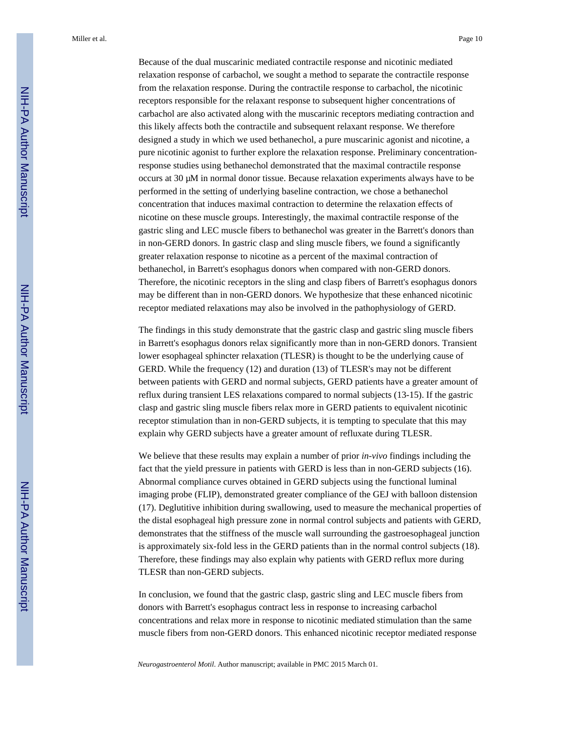Because of the dual muscarinic mediated contractile response and nicotinic mediated relaxation response of carbachol, we sought a method to separate the contractile response from the relaxation response. During the contractile response to carbachol, the nicotinic receptors responsible for the relaxant response to subsequent higher concentrations of carbachol are also activated along with the muscarinic receptors mediating contraction and this likely affects both the contractile and subsequent relaxant response. We therefore designed a study in which we used bethanechol, a pure muscarinic agonist and nicotine, a pure nicotinic agonist to further explore the relaxation response. Preliminary concentration-response studies using bethanechol demonstrated that the maximal contractile response occurs at 30 μM in normal donor tissue. Because relaxation experiments always have to be performed in the setting of underlying baseline contraction, we chose a bethanechol concentration that induces maximal contraction to determine the relaxation effects of nicotine on these muscle groups. Interestingly, the maximal contractile response of the gastric sling and LEC muscle fibers to bethanechol was greater in the Barrett's donors than in non-GERD donors. In gastric clasp and sling muscle fibers, we found a significantly greater relaxation response to nicotine as a percent of the maximal contraction of bethanechol, in Barrett's esophagus donors when compared with non-GERD donors. Therefore, the nicotinic receptors in the sling and clasp fibers of Barrett's esophagus donors may be different than in non-GERD donors. We hypothesize that these enhanced nicotinic receptor mediated relaxations may also be involved in the pathophysiology of GERD.

The findings in this study demonstrate that the gastric clasp and gastric sling muscle fibers in Barrett's esophagus donors relax significantly more than in non-GERD donors. Transient lower esophageal sphincter relaxation (TLESR) is thought to be the underlying cause of GERD. While the frequency (12) and duration (13) of TLESR's may not be different between patients with GERD and normal subjects, GERD patients have a greater amount of reflux during transient LES relaxations compared to normal subjects (13-15). If the gastric clasp and gastric sling muscle fibers relax more in GERD patients to equivalent nicotinic receptor stimulation than in non-GERD subjects, it is tempting to speculate that this may explain why GERD subjects have a greater amount of refluxate during TLESR.

We believe that these results may explain a number of prior *in-vivo* findings including the fact that the yield pressure in patients with GERD is less than in non-GERD subjects (16). Abnormal compliance curves obtained in GERD subjects using the functional luminal imaging probe (FLIP), demonstrated greater compliance of the GEJ with balloon distension (17). Deglutitive inhibition during swallowing, used to measure the mechanical properties of the distal esophageal high pressure zone in normal control subjects and patients with GERD, demonstrates that the stiffness of the muscle wall surrounding the gastroesophageal junction is approximately six-fold less in the GERD patients than in the normal control subjects (18). Therefore, these findings may also explain why patients with GERD reflux more during TLESR than non-GERD subjects.

In conclusion, we found that the gastric clasp, gastric sling and LEC muscle fibers from donors with Barrett's esophagus contract less in response to increasing carbachol concentrations and relax more in response to nicotinic mediated stimulation than the same muscle fibers from non-GERD donors. This enhanced nicotinic receptor mediated response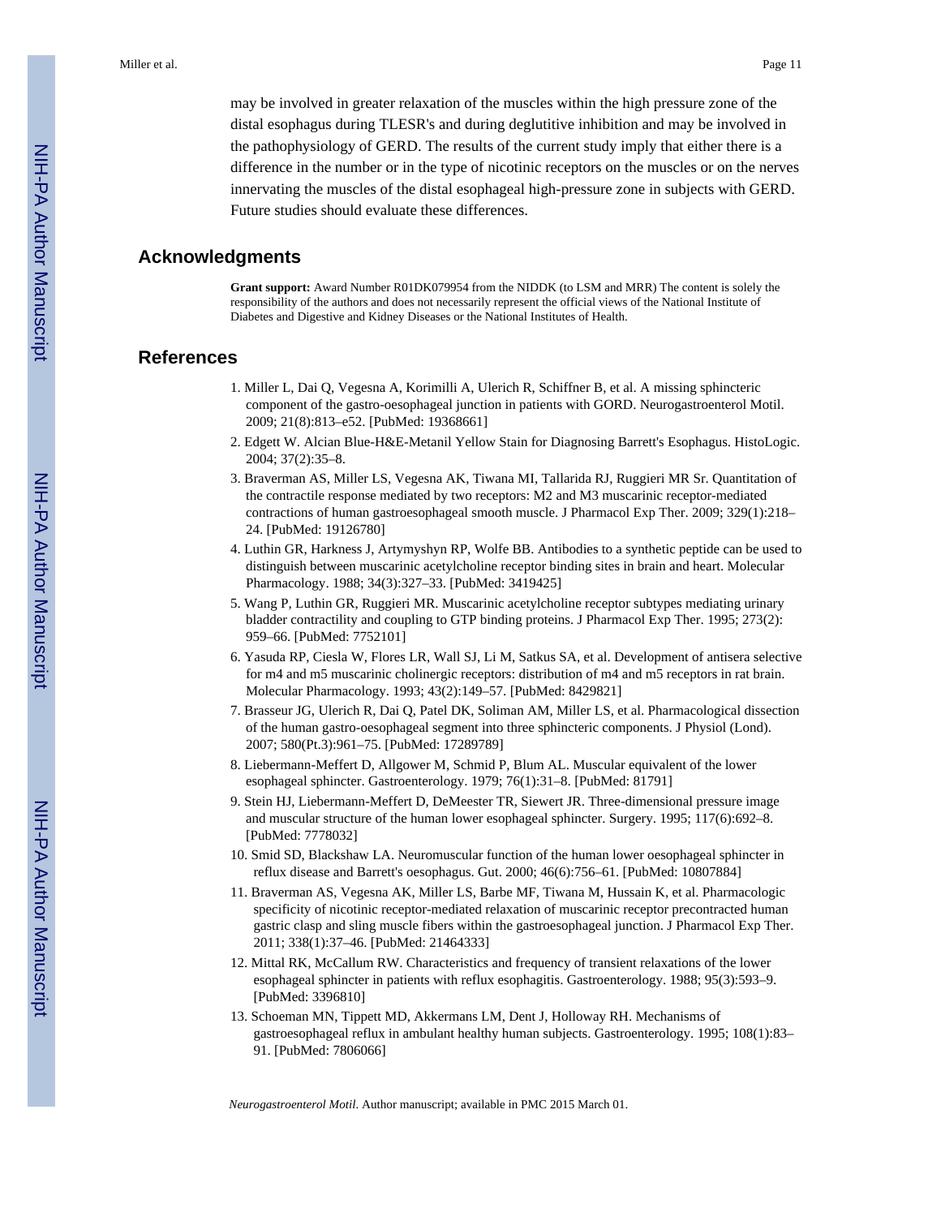may be involved in greater relaxation of the muscles within the high pressure zone of the distal esophagus during TLESR's and during deglutitive inhibition and may be involved in the pathophysiology of GERD. The results of the current study imply that either there is a difference in the number or in the type of nicotinic receptors on the muscles or on the nerves innervating the muscles of the distal esophageal high-pressure zone in subjects with GERD. Future studies should evaluate these differences.

## Acknowledgments

**Grant support:** Award Number R01DK079954 from the NIDDK (to LSM and MRR) The content is solely the responsibility of the authors and does not necessarily represent the official views of the National Institute of Diabetes and Digestive and Kidney Diseases or the National Institutes of Health.

## References

1. Miller L, Dai Q, Vegesna A, Korimilli A, Ulerich R, Schiffner B, et al. A missing sphincteric component of the gastro-oesophageal junction in patients with GORD. Neurogastroenterol Motil. 2009; 21(8):813–e52. [PubMed: 19368661]
2. Edgett W. Alcian Blue-H&E-Metanil Yellow Stain for Diagnosing Barrett's Esophagus. HistoLogic. 2004; 37(2):35–8.
3. Braverman AS, Miller LS, Vegesna AK, Tiwana MI, Tallarida RJ, Ruggieri MR Sr. Quantitation of the contractile response mediated by two receptors: M2 and M3 muscarinic receptor-mediated contractions of human gastroesophageal smooth muscle. J Pharmacol Exp Ther. 2009; 329(1):218–24. [PubMed: 19126780]
4. Luthin GR, Harkness J, Artymyshyn RP, Wolfe BB. Antibodies to a synthetic peptide can be used to distinguish between muscarinic acetylcholine receptor binding sites in brain and heart. Molecular Pharmacology. 1988; 34(3):327–33. [PubMed: 3419425]
5. Wang P, Luthin GR, Ruggieri MR. Muscarinic acetylcholine receptor subtypes mediating urinary bladder contractility and coupling to GTP binding proteins. J Pharmacol Exp Ther. 1995; 273(2):959–66. [PubMed: 7752101]
6. Yasuda RP, Ciesla W, Flores LR, Wall SJ, Li M, Satkus SA, et al. Development of antisera selective for m4 and m5 muscarinic cholinergic receptors: distribution of m4 and m5 receptors in rat brain. Molecular Pharmacology. 1993; 43(2):149–57. [PubMed: 8429821]
7. Brasseur JG, Ulerich R, Dai Q, Patel DK, Soliman AM, Miller LS, et al. Pharmacological dissection of the human gastro-oesophageal segment into three sphincteric components. J Physiol (Lond). 2007; 580(Pt.3):961–75. [PubMed: 17289789]
8. Liebermann-Meffert D, Allgower M, Schmid P, Blum AL. Muscular equivalent of the lower esophageal sphincter. Gastroenterology. 1979; 76(1):31–8. [PubMed: 81791]
9. Stein HJ, Liebermann-Meffert D, DeMeester TR, Siewert JR. Three-dimensional pressure image and muscular structure of the human lower esophageal sphincter. Surgery. 1995; 117(6):692–8. [PubMed: 7778032]
10. Smid SD, Blackshaw LA. Neuromuscular function of the human lower oesophageal sphincter in reflux disease and Barrett's oesophagus. Gut. 2000; 46(6):756–61. [PubMed: 10807884]
11. Braverman AS, Vegesna AK, Miller LS, Barbe MF, Tiwana M, Hussain K, et al. Pharmacologic specificity of nicotinic receptor-mediated relaxation of muscarinic receptor precontracted human gastric clasp and sling muscle fibers within the gastroesophageal junction. J Pharmacol Exp Ther. 2011; 338(1):37–46. [PubMed: 21464333]
12. Mittal RK, McCallum RW. Characteristics and frequency of transient relaxations of the lower esophageal sphincter in patients with reflux esophagitis. Gastroenterology. 1988; 95(3):593–9. [PubMed: 3396810]
13. Schoeman MN, Tippett MD, Akkermans LM, Dent J, Holloway RH. Mechanisms of gastroesophageal reflux in ambulant healthy human subjects. Gastroenterology. 1995; 108(1):83–91. [PubMed: 7806066]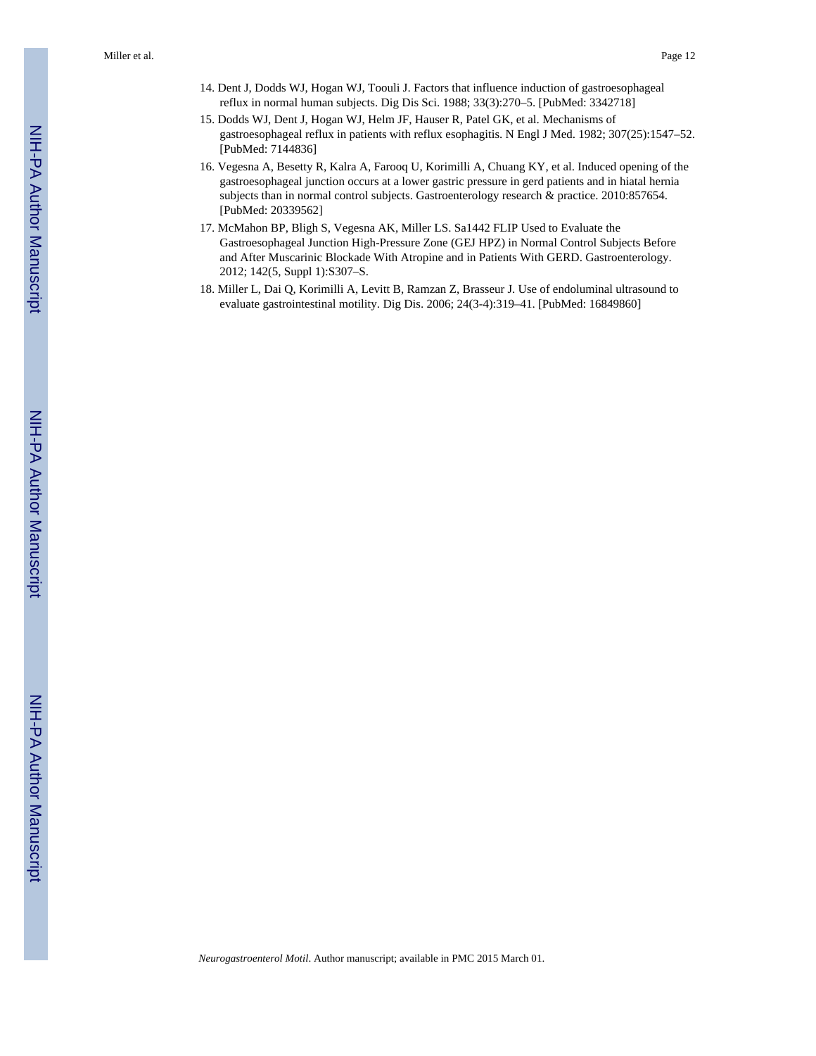14. Dent J, Dodds WJ, Hogan WJ, Toouli J. Factors that influence induction of gastroesophageal reflux in normal human subjects. Dig Dis Sci. 1988; 33(3):270–5. [PubMed: 3342718]
15. Dodds WJ, Dent J, Hogan WJ, Helm JF, Hauser R, Patel GK, et al. Mechanisms of gastroesophageal reflux in patients with reflux esophagitis. N Engl J Med. 1982; 307(25):1547–52. [PubMed: 7144836]
16. Vegesna A, Besetty R, Kalra A, Farooq U, Korimilli A, Chuang KY, et al. Induced opening of the gastroesophageal junction occurs at a lower gastric pressure in gerd patients and in hiatal hernia subjects than in normal control subjects. Gastroenterology research & practice. 2010:857654. [PubMed: 20339562]
17. McMahon BP, Bligh S, Vegesna AK, Miller LS. Sa1442 FLIP Used to Evaluate the Gastroesophageal Junction High-Pressure Zone (GEJ HPZ) in Normal Control Subjects Before and After Muscarinic Blockade With Atropine and in Patients With GERD. Gastroenterology. 2012; 142(5, Suppl 1):S307–S.
18. Miller L, Dai Q, Korimilli A, Levitt B, Ramzan Z, Brasseur J. Use of endoluminal ultrasound to evaluate gastrointestinal motility. Dig Dis. 2006; 24(3-4):319–41. [PubMed: 16849860]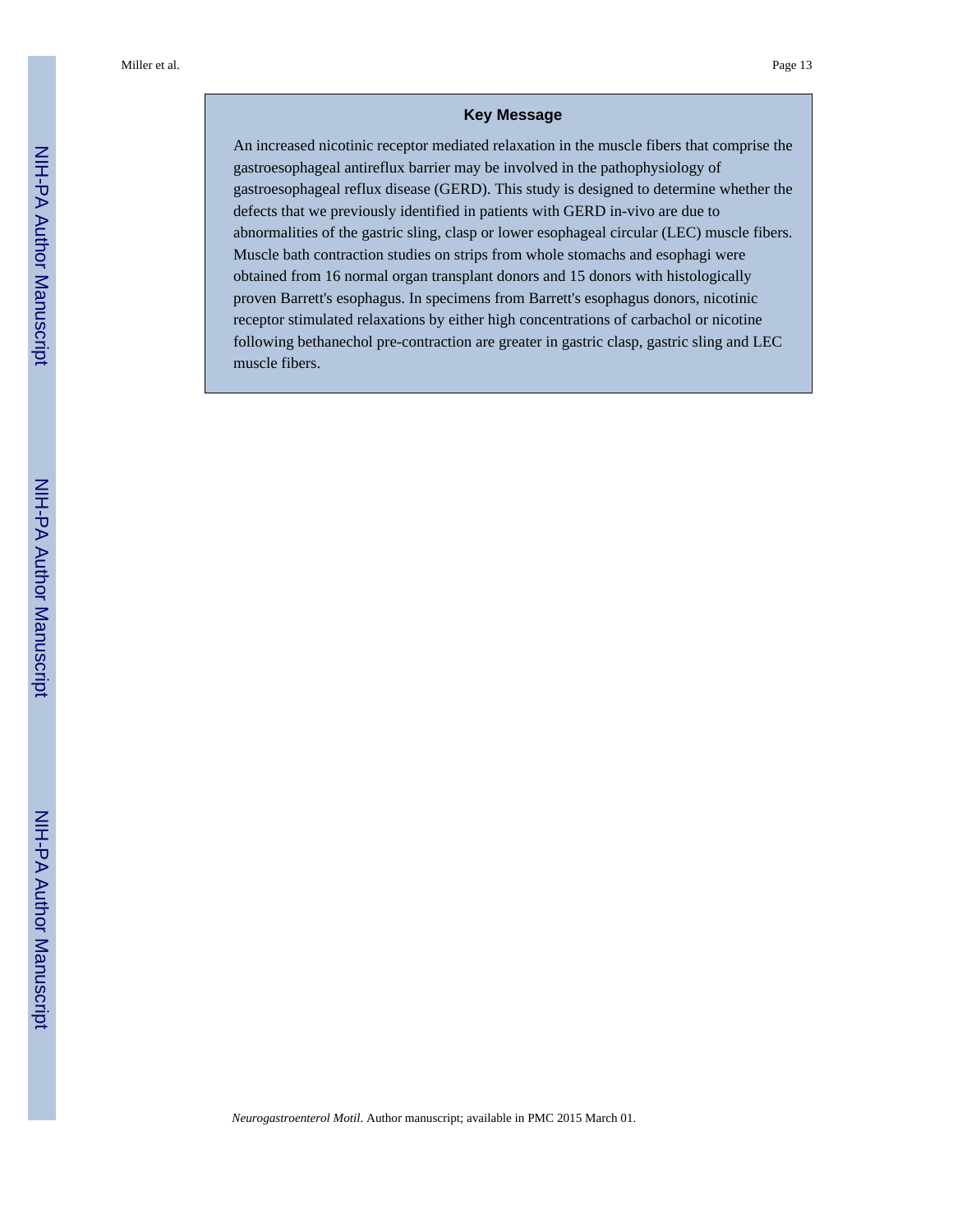## Key Message

An increased nicotinic receptor mediated relaxation in the muscle fibers that comprise the gastroesophageal antireflux barrier may be involved in the pathophysiology of gastroesophageal reflux disease (GERD). This study is designed to determine whether the defects that we previously identified in patients with GERD in-vivo are due to abnormalities of the gastric sling, clasp or lower esophageal circular (LEC) muscle fibers. Muscle bath contraction studies on strips from whole stomachs and esophagi were obtained from 16 normal organ transplant donors and 15 donors with histologically proven Barrett's esophagus. In specimens from Barrett's esophagus donors, nicotinic receptor stimulated relaxations by either high concentrations of carbachol or nicotine following bethanechol pre-contraction are greater in gastric clasp, gastric sling and LEC muscle fibers.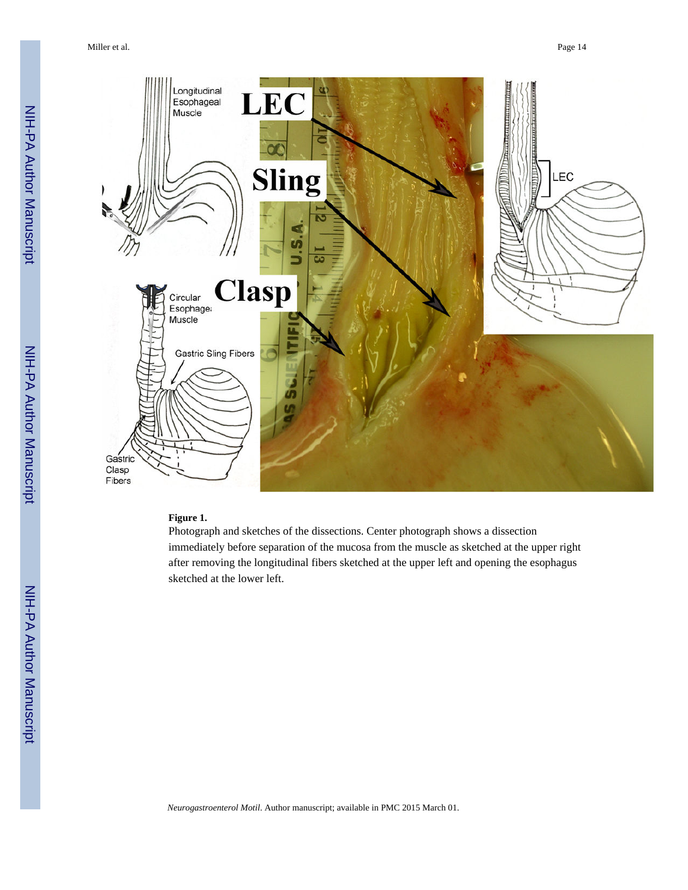**Figure 1.**

Photograph and sketches of the dissections. Center photograph shows a dissection immediately before separation of the mucosa from the muscle as sketched at the upper right after removing the longitudinal fibers sketched at the upper left and opening the esophagus sketched at the lower left.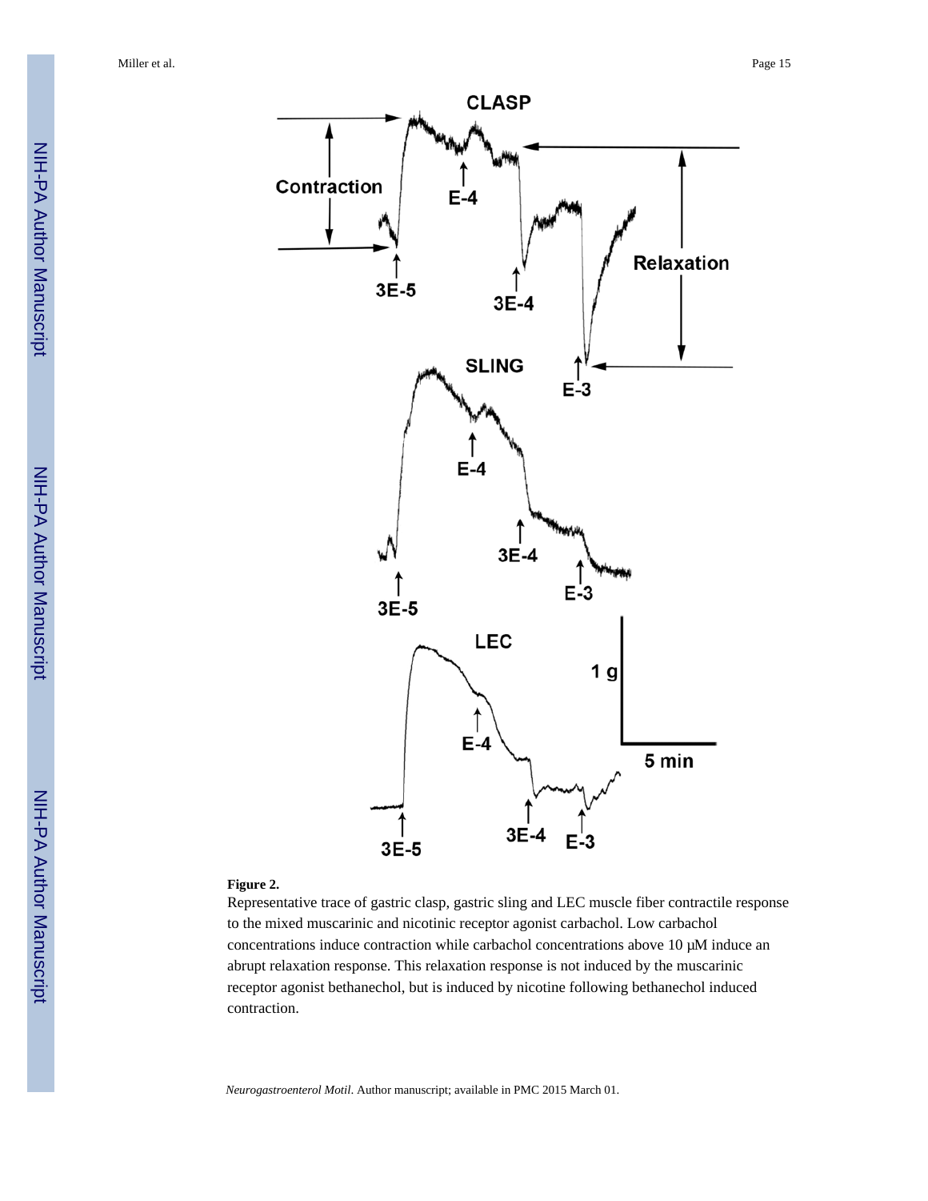**Figure 2.**

Representative trace of gastric clasp, gastric sling and LEC muscle fiber contractile response to the mixed muscarinic and nicotinic receptor agonist carbachol. Low carbachol concentrations induce contraction while carbachol concentrations above 10 μM induce an abrupt relaxation response. This relaxation response is not induced by the muscarinic receptor agonist bethanechol, but is induced by nicotine following bethanechol induced contraction.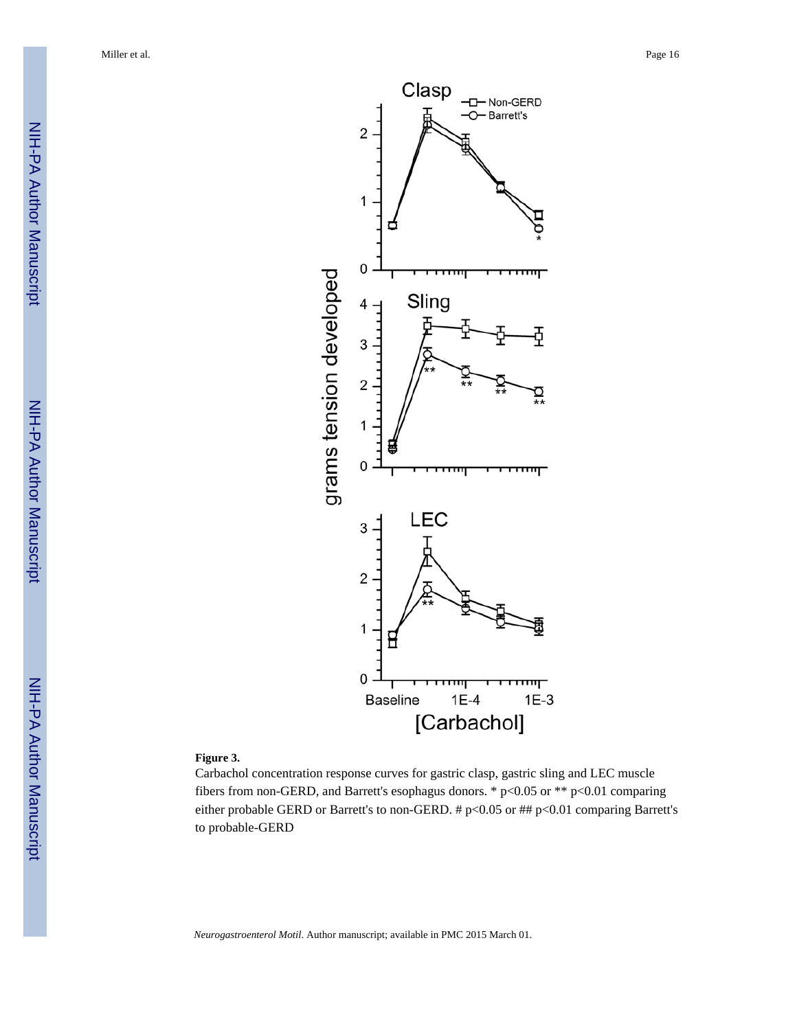**Figure 3.**

Carbachol concentration response curves for gastric clasp, gastric sling and LEC muscle fibers from non-GERD, and Barrett's esophagus donors. * p<0.05 or ** p<0.01 comparing either probable GERD or Barrett's to non-GERD. # p<0.05 or ## p<0.01 comparing Barrett's to probable-GERD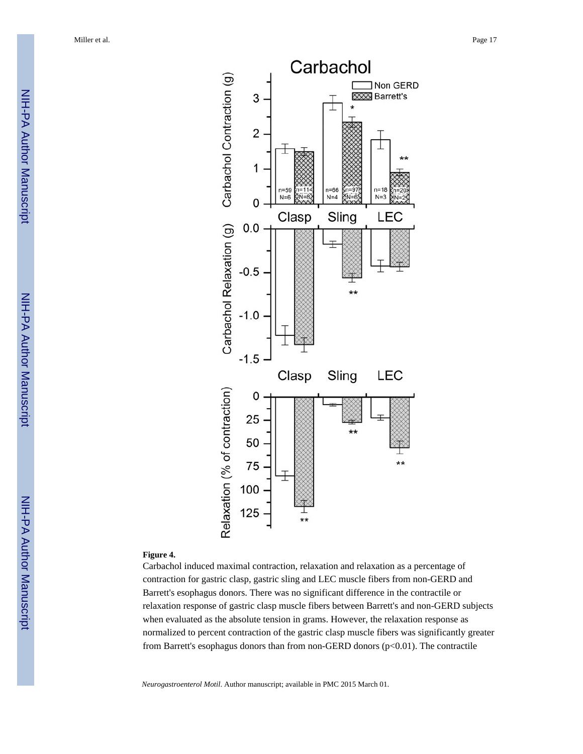**Figure 4.**

Carbachol induced maximal contraction, relaxation and relaxation as a percentage of contraction for gastric clasp, gastric sling and LEC muscle fibers from non-GERD and Barrett's esophagus donors. There was no significant difference in the contractile or relaxation response of gastric clasp muscle fibers between Barrett's and non-GERD subjects when evaluated as the absolute tension in grams. However, the relaxation response as normalized to percent contraction of the gastric clasp muscle fibers was significantly greater from Barrett's esophagus donors than from non-GERD donors ($p<0.01$). The contractile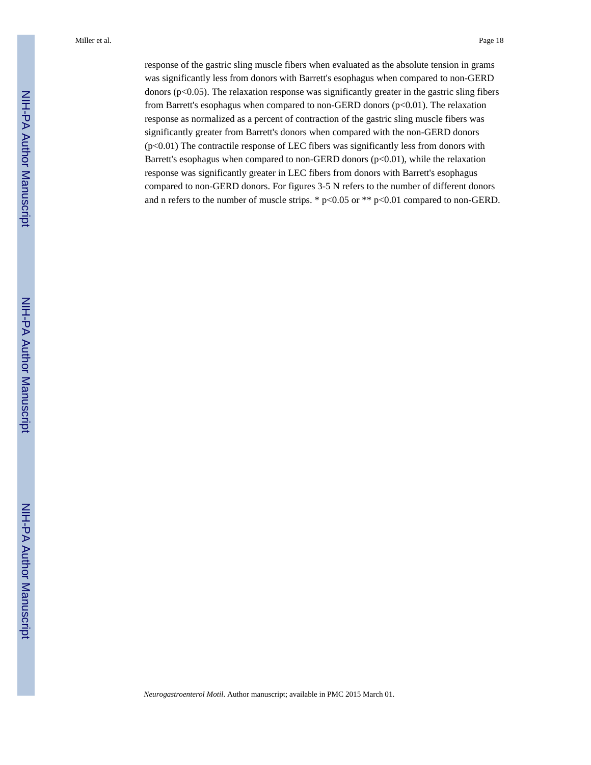response of the gastric sling muscle fibers when evaluated as the absolute tension in grams was significantly less from donors with Barrett's esophagus when compared to non-GERD donors ($p<0.05$). The relaxation response was significantly greater in the gastric sling fibers from Barrett's esophagus when compared to non-GERD donors ($p<0.01$). The relaxation response as normalized as a percent of contraction of the gastric sling muscle fibers was significantly greater from Barrett's donors when compared with the non-GERD donors ($p<0.01$) The contractile response of LEC fibers was significantly less from donors with Barrett's esophagus when compared to non-GERD donors ($p<0.01$), while the relaxation response was significantly greater in LEC fibers from donors with Barrett's esophagus compared to non-GERD donors. For figures 3-5 N refers to the number of different donors and n refers to the number of muscle strips. * $p<0.05$ or ** $p<0.01$ compared to non-GERD.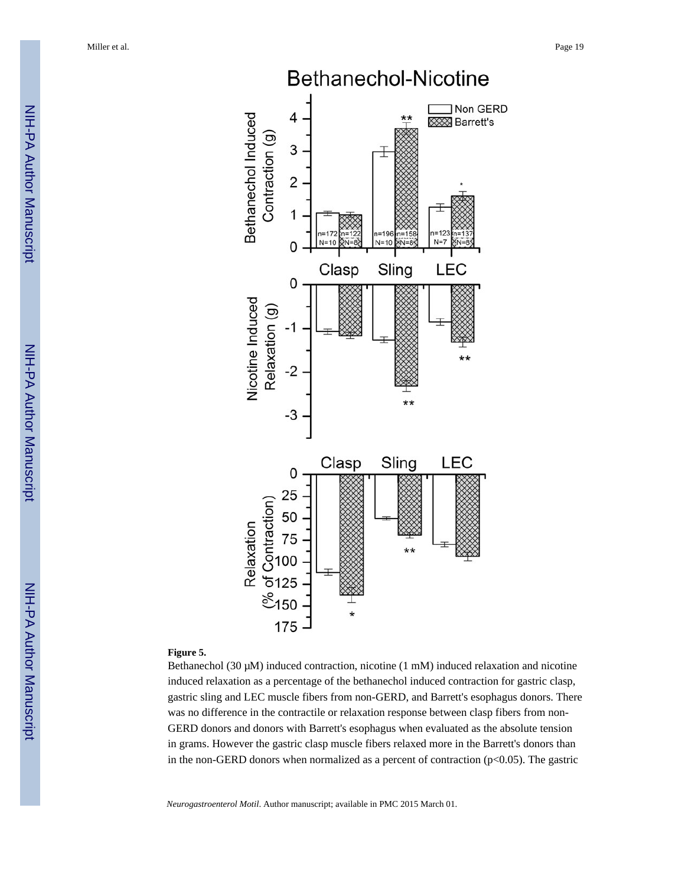**Figure 5.**

Bethanechol (30 μM) induced contraction, nicotine (1 mM) induced relaxation and nicotine induced relaxation as a percentage of the bethanechol induced contraction for gastric clasp, gastric sling and LEC muscle fibers from non-GERD, and Barrett's esophagus donors. There was no difference in the contractile or relaxation response between clasp fibers from non-GERD donors and donors with Barrett's esophagus when evaluated as the absolute tension in grams. However the gastric clasp muscle fibers relaxed more in the Barrett's donors than in the non-GERD donors when normalized as a percent of contraction ($p<0.05$). The gastric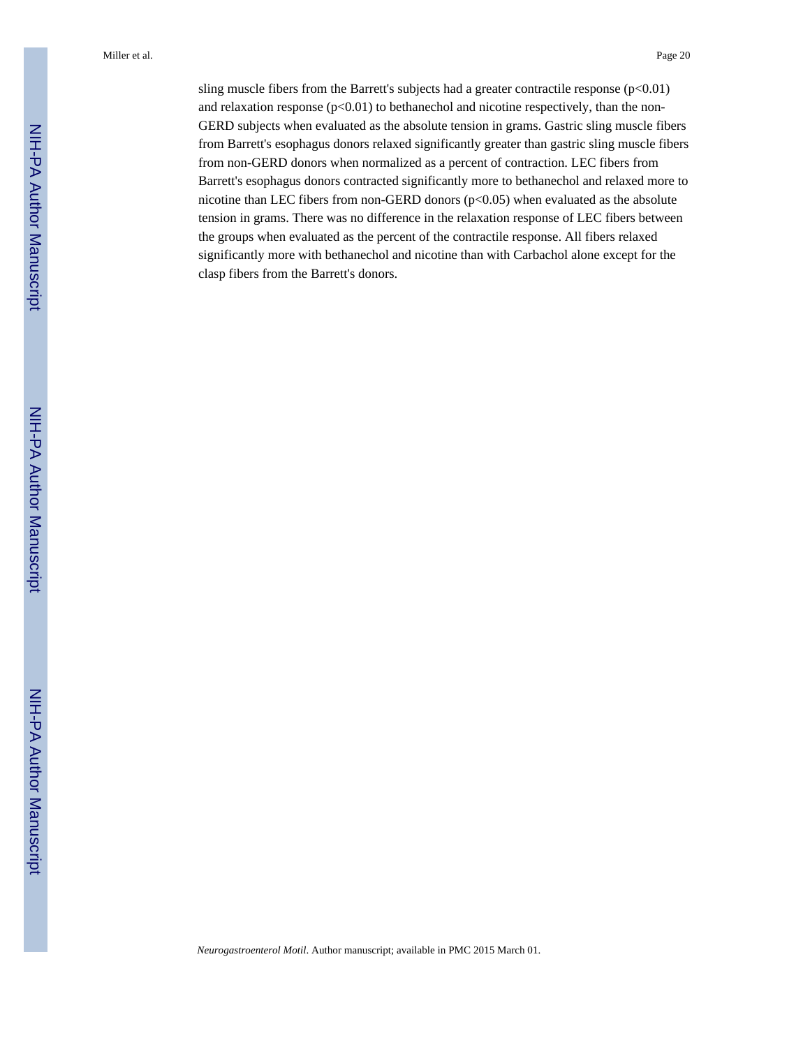sling muscle fibers from the Barrett's subjects had a greater contractile response ($p<0.01$) and relaxation response ($p<0.01$) to bethanechol and nicotine respectively, than the non-GERD subjects when evaluated as the absolute tension in grams. Gastric sling muscle fibers from Barrett's esophagus donors relaxed significantly greater than gastric sling muscle fibers from non-GERD donors when normalized as a percent of contraction. LEC fibers from Barrett's esophagus donors contracted significantly more to bethanechol and relaxed more to nicotine than LEC fibers from non-GERD donors ($p<0.05$) when evaluated as the absolute tension in grams. There was no difference in the relaxation response of LEC fibers between the groups when evaluated as the percent of the contractile response. All fibers relaxed significantly more with bethanechol and nicotine than with Carbachol alone except for the clasp fibers from the Barrett's donors.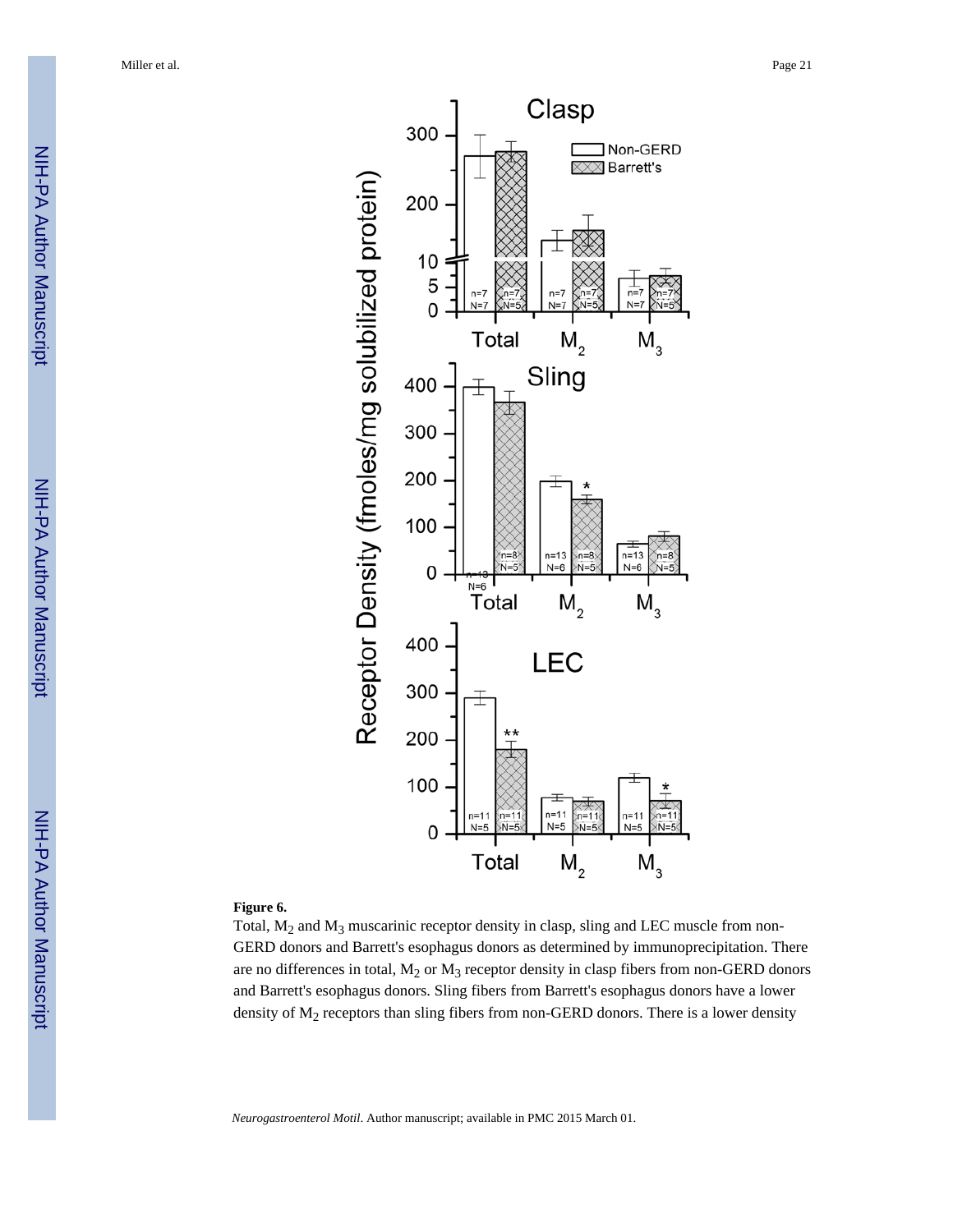**Figure 6.**

Total, $M_2$ and $M_3$ muscarinic receptor density in clasp, sling and LEC muscle from non-GERD donors and Barrett's esophagus donors as determined by immunoprecipitation. There are no differences in total, $M_2$ or $M_3$ receptor density in clasp fibers from non-GERD donors and Barrett's esophagus donors. Sling fibers from Barrett's esophagus donors have a lower density of $M_2$ receptors than sling fibers from non-GERD donors. There is a lower density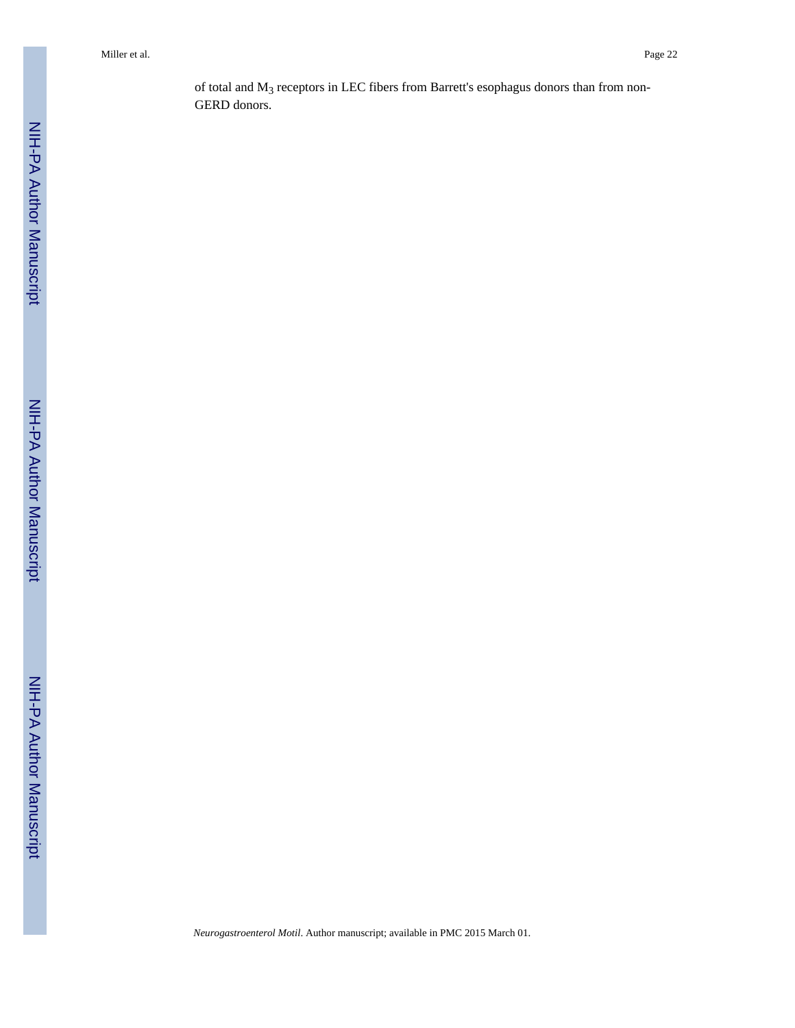of total and $M_3$ receptors in LEC fibers from Barrett's esophagus donors than from non-GERD donors.